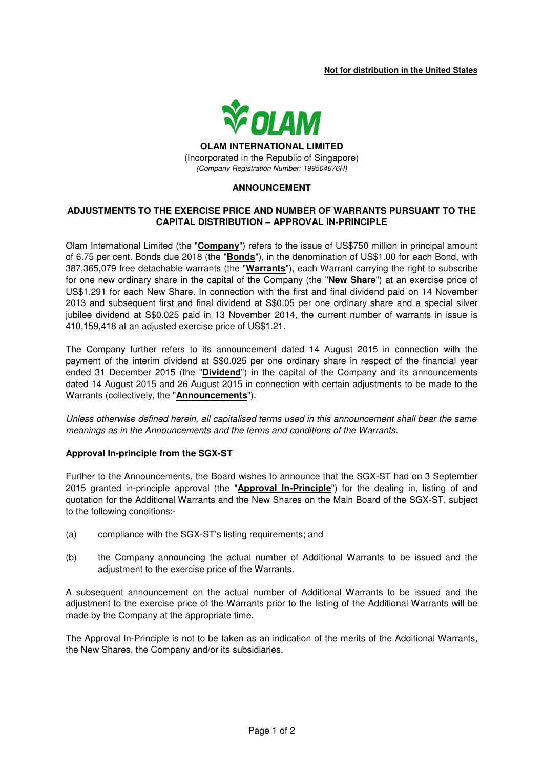**Not for distribution in the United States**

**OLAM INTERNATIONAL LIMITED**

(Incorporated in the Republic of Singapore)

*(Company Registration Number: 199504676H)*

**ANNOUNCEMENT**

**ADJUSTMENTS TO THE EXERCISE PRICE AND NUMBER OF WARRANTS PURSUANT TO THE CAPITAL DISTRIBUTION – APPROVAL IN-PRINCIPLE**

Olam International Limited (the "**Company**") refers to the issue of US$750 million in principal amount of 6.75 per cent. Bonds due 2018 (the "**Bonds**"), in the denomination of US$1.00 for each Bond, with 387,365,079 free detachable warrants (the "**Warrants**"), each Warrant carrying the right to subscribe for one new ordinary share in the capital of the Company (the "**New Share**") at an exercise price of US$1.291 for each New Share. In connection with the first and final dividend paid on 14 November 2013 and subsequent first and final dividend at S$0.05 per one ordinary share and a special silver jubilee dividend at S$0.025 paid in 13 November 2014, the current number of warrants in issue is 410,159,418 at an adjusted exercise price of US$1.21.

The Company further refers to its announcement dated 14 August 2015 in connection with the payment of the interim dividend at S$0.025 per one ordinary share in respect of the financial year ended 31 December 2015 (the "**Dividend**") in the capital of the Company and its announcements dated 14 August 2015 and 26 August 2015 in connection with certain adjustments to be made to the Warrants (collectively, the "**Announcements**").

*Unless otherwise defined herein, all capitalised terms used in this announcement shall bear the same meanings as in the Announcements and the terms and conditions of the Warrants.*

**Approval In-principle from the SGX-ST**

Further to the Announcements, the Board wishes to announce that the SGX-ST had on 3 September 2015 granted in-principle approval (the "**Approval In-Principle**") for the dealing in, listing of and quotation for the Additional Warrants and the New Shares on the Main Board of the SGX-ST, subject to the following conditions:-

(a) compliance with the SGX-ST's listing requirements; and

(b) the Company announcing the actual number of Additional Warrants to be issued and the adjustment to the exercise price of the Warrants.

A subsequent announcement on the actual number of Additional Warrants to be issued and the adjustment to the exercise price of the Warrants prior to the listing of the Additional Warrants will be made by the Company at the appropriate time.

The Approval In-Principle is not to be taken as an indication of the merits of the Additional Warrants, the New Shares, the Company and/or its subsidiaries.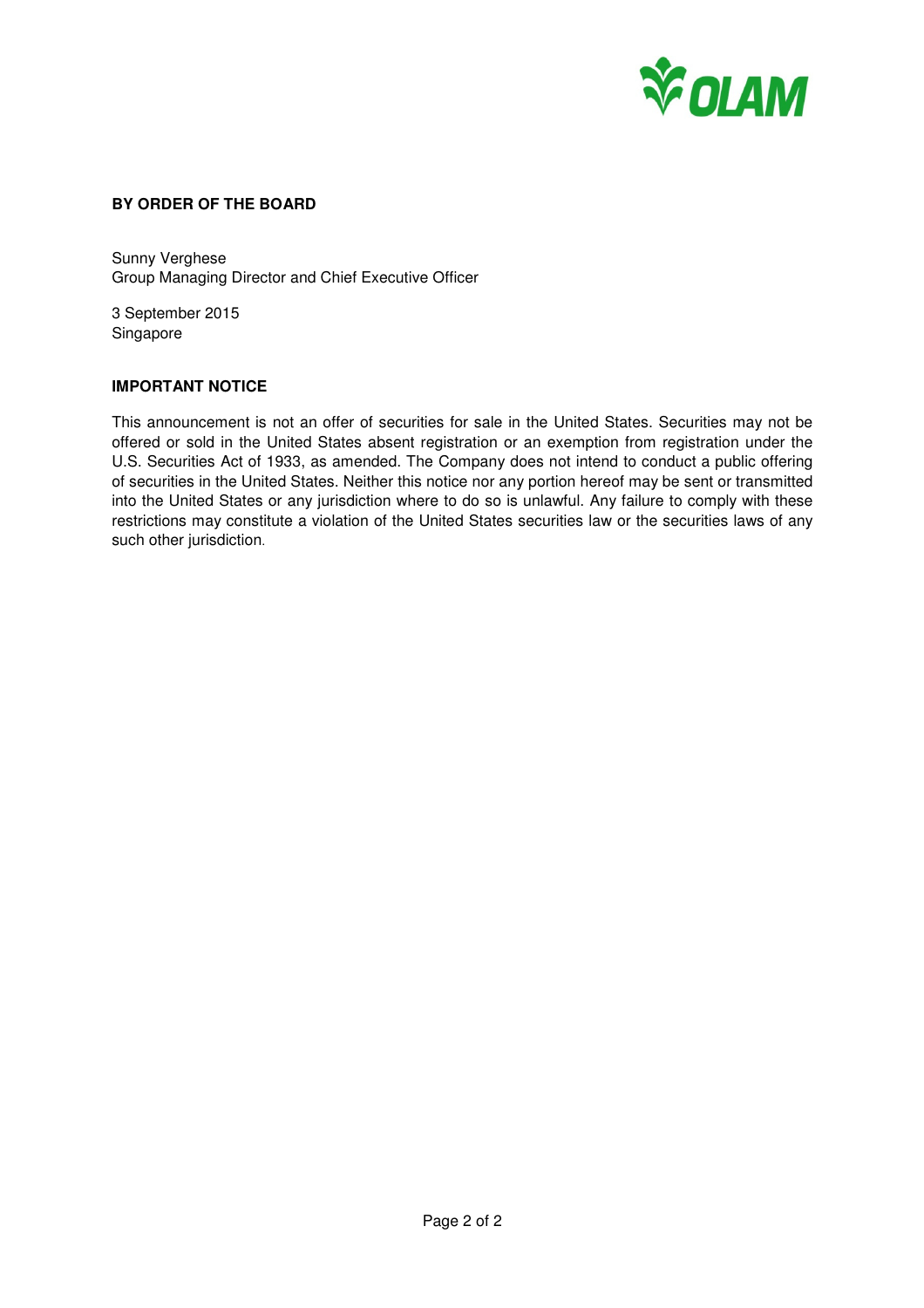**BY ORDER OF THE BOARD**

Sunny Verghese
Group Managing Director and Chief Executive Officer

3 September 2015
Singapore

**IMPORTANT NOTICE**

This announcement is not an offer of securities for sale in the United States. Securities may not be offered or sold in the United States absent registration or an exemption from registration under the U.S. Securities Act of 1933, as amended. The Company does not intend to conduct a public offering of securities in the United States. Neither this notice nor any portion hereof may be sent or transmitted into the United States or any jurisdiction where to do so is unlawful. Any failure to comply with these restrictions may constitute a violation of the United States securities law or the securities laws of any such other jurisdiction.